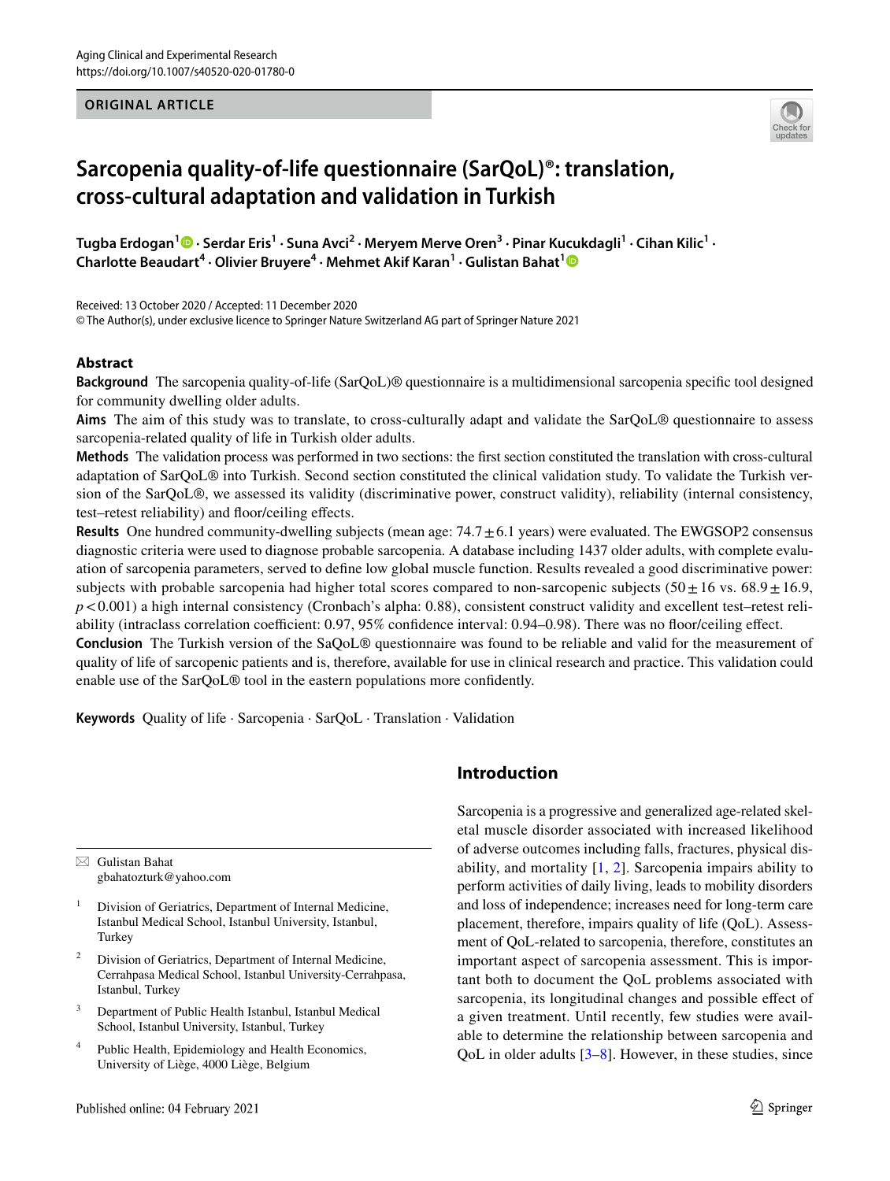ORIGINAL ARTICLE

# Sarcopenia quality-of-life questionnaire (SarQoL)®: translation, cross-cultural adaptation and validation in Turkish

Tugba Erdogan[1] · Serdar Eris[1] · Suna Avci[2] · Meryem Merve Oren[3] · Pinar Kucukdagli[1] · Cihan Kilic[1] · Charlotte Beaudart[4] · Olivier Bruyere[4] · Mehmet Akif Karan[1] · Gulistan Bahat[1]

Received: 13 October 2020 / Accepted: 11 December 2020
© The Author(s), under exclusive licence to Springer Nature Switzerland AG part of Springer Nature 2021

## Abstract

**Background** The sarcopenia quality-of-life (SarQoL)® questionnaire is a multidimensional sarcopenia specific tool designed for community dwelling older adults.

**Aims** The aim of this study was to translate, to cross-culturally adapt and validate the SarQoL® questionnaire to assess sarcopenia-related quality of life in Turkish older adults.

**Methods** The validation process was performed in two sections: the first section constituted the translation with cross-cultural adaptation of SarQoL® into Turkish. Second section constituted the clinical validation study. To validate the Turkish version of the SarQoL®, we assessed its validity (discriminative power, construct validity), reliability (internal consistency, test–retest reliability) and floor/ceiling effects.

**Results** One hundred community-dwelling subjects (mean age: $74.7 \pm 6.1$ years) were evaluated. The EWGSOP2 consensus diagnostic criteria were used to diagnose probable sarcopenia. A database including 1437 older adults, with complete evaluation of sarcopenia parameters, served to define low global muscle function. Results revealed a good discriminative power: subjects with probable sarcopenia had higher total scores compared to non-sarcopenic subjects ($50 \pm 16$ vs. $68.9 \pm 16.9$, $p < 0.001$) a high internal consistency (Cronbach's alpha: 0.88), consistent construct validity and excellent test–retest reliability (intraclass correlation coefficient: 0.97, 95% confidence interval: 0.94–0.98). There was no floor/ceiling effect.

**Conclusion** The Turkish version of the SaQoL® questionnaire was found to be reliable and valid for the measurement of quality of life of sarcopenic patients and is, therefore, available for use in clinical research and practice. This validation could enable use of the SarQoL® tool in the eastern populations more confidently.

**Keywords** Quality of life · Sarcopenia · SarQoL · Translation · Validation

## Introduction

Sarcopenia is a progressive and generalized age-related skeletal muscle disorder associated with increased likelihood of adverse outcomes including falls, fractures, physical disability, and mortality [1, 2]. Sarcopenia impairs ability to perform activities of daily living, leads to mobility disorders and loss of independence; increases need for long-term care placement, therefore, impairs quality of life (QoL). Assessment of QoL-related to sarcopenia, therefore, constitutes an important aspect of sarcopenia assessment. This is important both to document the QoL problems associated with sarcopenia, its longitudinal changes and possible effect of a given treatment. Until recently, few studies were available to determine the relationship between sarcopenia and QoL in older adults [3–8]. However, in these studies, since

✉ Gulistan Bahat
gbahatozturk@yahoo.com

1 Division of Geriatrics, Department of Internal Medicine, Istanbul Medical School, Istanbul University, Istanbul, Turkey

2 Division of Geriatrics, Department of Internal Medicine, Cerrahpasa Medical School, Istanbul University-Cerrahpasa, Istanbul, Turkey

3 Department of Public Health Istanbul, Istanbul Medical School, Istanbul University, Istanbul, Turkey

4 Public Health, Epidemiology and Health Economics, University of Liège, 4000 Liège, Belgium

Published online: 04 February 2021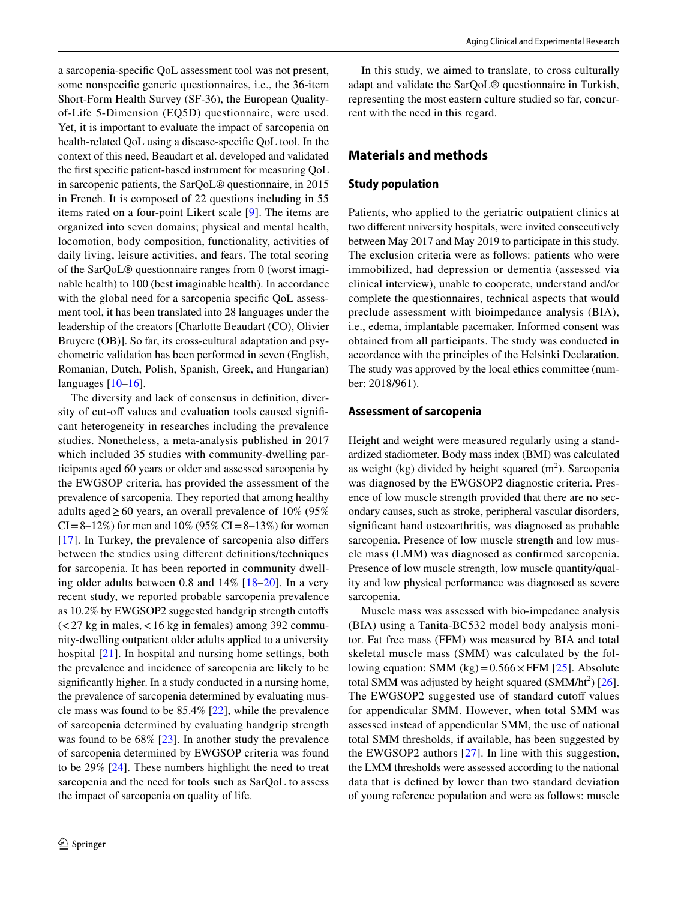a sarcopenia-specific QoL assessment tool was not present, some nonspecific generic questionnaires, i.e., the 36-item Short-Form Health Survey (SF-36), the European Quality-of-Life 5-Dimension (EQ5D) questionnaire, were used. Yet, it is important to evaluate the impact of sarcopenia on health-related QoL using a disease-specific QoL tool. In the context of this need, Beaudart et al. developed and validated the first specific patient-based instrument for measuring QoL in sarcopenic patients, the SarQoL® questionnaire, in 2015 in French. It is composed of 22 questions including in 55 items rated on a four-point Likert scale [9]. The items are organized into seven domains; physical and mental health, locomotion, body composition, functionality, activities of daily living, leisure activities, and fears. The total scoring of the SarQoL® questionnaire ranges from 0 (worst imaginable health) to 100 (best imaginable health). In accordance with the global need for a sarcopenia specific QoL assessment tool, it has been translated into 28 languages under the leadership of the creators [Charlotte Beaudart (CO), Olivier Bruyere (OB)]. So far, its cross-cultural adaptation and psychometric validation has been performed in seven (English, Romanian, Dutch, Polish, Spanish, Greek, and Hungarian) languages [10–16].

The diversity and lack of consensus in definition, diversity of cut-off values and evaluation tools caused significant heterogeneity in researches including the prevalence studies. Nonetheless, a meta-analysis published in 2017 which included 35 studies with community-dwelling participants aged 60 years or older and assessed sarcopenia by the EWGSOP criteria, has provided the assessment of the prevalence of sarcopenia. They reported that among healthy adults aged ≥ 60 years, an overall prevalence of 10% (95% CI = 8–12%) for men and 10% (95% CI = 8–13%) for women [17]. In Turkey, the prevalence of sarcopenia also differs between the studies using different definitions/techniques for sarcopenia. It has been reported in community dwelling older adults between 0.8 and 14% [18–20]. In a very recent study, we reported probable sarcopenia prevalence as 10.2% by EWGSOP2 suggested handgrip strength cutoffs (< 27 kg in males, < 16 kg in females) among 392 community-dwelling outpatient older adults applied to a university hospital [21]. In hospital and nursing home settings, both the prevalence and incidence of sarcopenia are likely to be significantly higher. In a study conducted in a nursing home, the prevalence of sarcopenia determined by evaluating muscle mass was found to be 85.4% [22], while the prevalence of sarcopenia determined by evaluating handgrip strength was found to be 68% [23]. In another study the prevalence of sarcopenia determined by EWGSOP criteria was found to be 29% [24]. These numbers highlight the need to treat sarcopenia and the need for tools such as SarQoL to assess the impact of sarcopenia on quality of life.

In this study, we aimed to translate, to cross culturally adapt and validate the SarQoL® questionnaire in Turkish, representing the most eastern culture studied so far, concurrent with the need in this regard.

## Materials and methods

### Study population

Patients, who applied to the geriatric outpatient clinics at two different university hospitals, were invited consecutively between May 2017 and May 2019 to participate in this study. The exclusion criteria were as follows: patients who were immobilized, had depression or dementia (assessed via clinical interview), unable to cooperate, understand and/or complete the questionnaires, technical aspects that would preclude assessment with bioimpedance analysis (BIA), i.e., edema, implantable pacemaker. Informed consent was obtained from all participants. The study was conducted in accordance with the principles of the Helsinki Declaration. The study was approved by the local ethics committee (number: 2018/961).

### Assessment of sarcopenia

Height and weight were measured regularly using a standardized stadiometer. Body mass index (BMI) was calculated as weight (kg) divided by height squared ($m^2$). Sarcopenia was diagnosed by the EWGSOP2 diagnostic criteria. Presence of low muscle strength provided that there are no secondary causes, such as stroke, peripheral vascular disorders, significant hand osteoarthritis, was diagnosed as probable sarcopenia. Presence of low muscle strength and low muscle mass (LMM) was diagnosed as confirmed sarcopenia. Presence of low muscle strength, low muscle quantity/quality and low physical performance was diagnosed as severe sarcopenia.

Muscle mass was assessed with bio-impedance analysis (BIA) using a Tanita-BC532 model body analysis monitor. Fat free mass (FFM) was measured by BIA and total skeletal muscle mass (SMM) was calculated by the following equation: SMM (kg) = 0.566 × FFM [25]. Absolute total SMM was adjusted by height squared (SMM/$ht^2$) [26]. The EWGSOP2 suggested use of standard cutoff values for appendicular SMM. However, when total SMM was assessed instead of appendicular SMM, the use of national total SMM thresholds, if available, has been suggested by the EWGSOP2 authors [27]. In line with this suggestion, the LMM thresholds were assessed according to the national data that is defined by lower than two standard deviation of young reference population and were as follows: muscle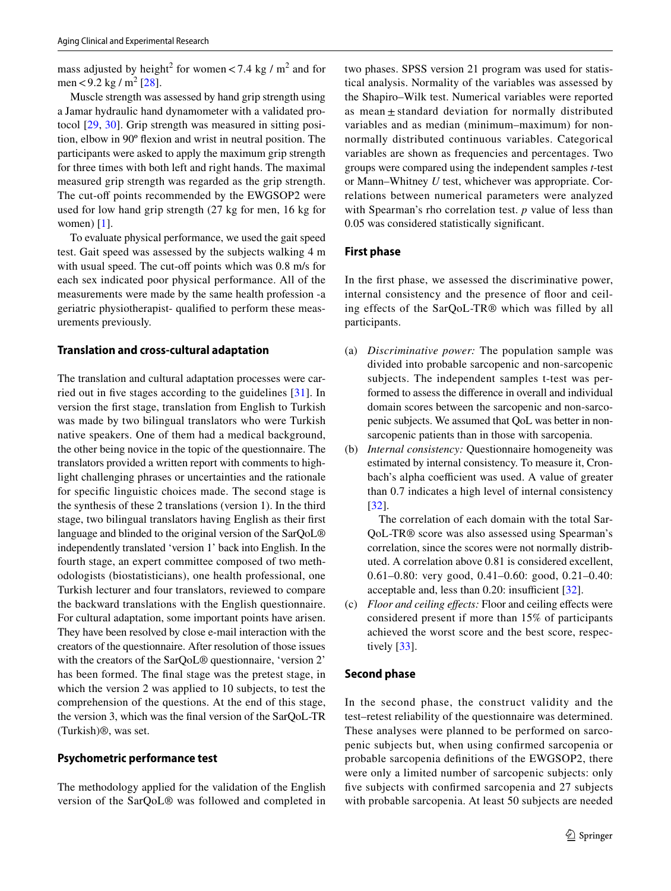mass adjusted by height$^2$ for women < 7.4 kg / m$^2$ and for men < 9.2 kg / m$^2$ [28].

Muscle strength was assessed by hand grip strength using a Jamar hydraulic hand dynamometer with a validated protocol [29, 30]. Grip strength was measured in sitting position, elbow in 90º flexion and wrist in neutral position. The participants were asked to apply the maximum grip strength for three times with both left and right hands. The maximal measured grip strength was regarded as the grip strength. The cut-off points recommended by the EWGSOP2 were used for low hand grip strength (27 kg for men, 16 kg for women) [1].

To evaluate physical performance, we used the gait speed test. Gait speed was assessed by the subjects walking 4 m with usual speed. The cut-off points which was 0.8 m/s for each sex indicated poor physical performance. All of the measurements were made by the same health profession -a geriatric physiotherapist- qualified to perform these measurements previously.

### Translation and cross-cultural adaptation

The translation and cultural adaptation processes were carried out in five stages according to the guidelines [31]. In version the first stage, translation from English to Turkish was made by two bilingual translators who were Turkish native speakers. One of them had a medical background, the other being novice in the topic of the questionnaire. The translators provided a written report with comments to highlight challenging phrases or uncertainties and the rationale for specific linguistic choices made. The second stage is the synthesis of these 2 translations (version 1). In the third stage, two bilingual translators having English as their first language and blinded to the original version of the SarQoL® independently translated 'version 1' back into English. In the fourth stage, an expert committee composed of two methodologists (biostatisticians), one health professional, one Turkish lecturer and four translators, reviewed to compare the backward translations with the English questionnaire. For cultural adaptation, some important points have arisen. They have been resolved by close e-mail interaction with the creators of the questionnaire. After resolution of those issues with the creators of the SarQoL® questionnaire, 'version 2' has been formed. The final stage was the pretest stage, in which the version 2 was applied to 10 subjects, to test the comprehension of the questions. At the end of this stage, the version 3, which was the final version of the SarQoL-TR (Turkish)®, was set.

### Psychometric performance test

The methodology applied for the validation of the English version of the SarQoL® was followed and completed in two phases. SPSS version 21 program was used for statistical analysis. Normality of the variables was assessed by the Shapiro–Wilk test. Numerical variables were reported as mean ± standard deviation for normally distributed variables and as median (minimum–maximum) for non-normally distributed continuous variables. Categorical variables are shown as frequencies and percentages. Two groups were compared using the independent samples *t*-test or Mann–Whitney *U* test, whichever was appropriate. Correlations between numerical parameters were analyzed with Spearman's rho correlation test. *p* value of less than 0.05 was considered statistically significant.

### First phase

In the first phase, we assessed the discriminative power, internal consistency and the presence of floor and ceiling effects of the SarQoL-TR® which was filled by all participants.

(a) *Discriminative power:* The population sample was divided into probable sarcopenic and non-sarcopenic subjects. The independent samples t-test was performed to assess the difference in overall and individual domain scores between the sarcopenic and non-sarcopenic subjects. We assumed that QoL was better in non-sarcopenic patients than in those with sarcopenia.

(b) *Internal consistency:* Questionnaire homogeneity was estimated by internal consistency. To measure it, Cronbach's alpha coefficient was used. A value of greater than 0.7 indicates a high level of internal consistency [32].

    The correlation of each domain with the total SarQoL-TR® score was also assessed using Spearman's correlation, since the scores were not normally distributed. A correlation above 0.81 is considered excellent, 0.61–0.80: very good, 0.41–0.60: good, 0.21–0.40: acceptable and, less than 0.20: insufficient [32].

(c) *Floor and ceiling effects:* Floor and ceiling effects were considered present if more than 15% of participants achieved the worst score and the best score, respectively [33].

### Second phase

In the second phase, the construct validity and the test–retest reliability of the questionnaire was determined. These analyses were planned to be performed on sarcopenic subjects but, when using confirmed sarcopenia or probable sarcopenia definitions of the EWGSOP2, there were only a limited number of sarcopenic subjects: only five subjects with confirmed sarcopenia and 27 subjects with probable sarcopenia. At least 50 subjects are needed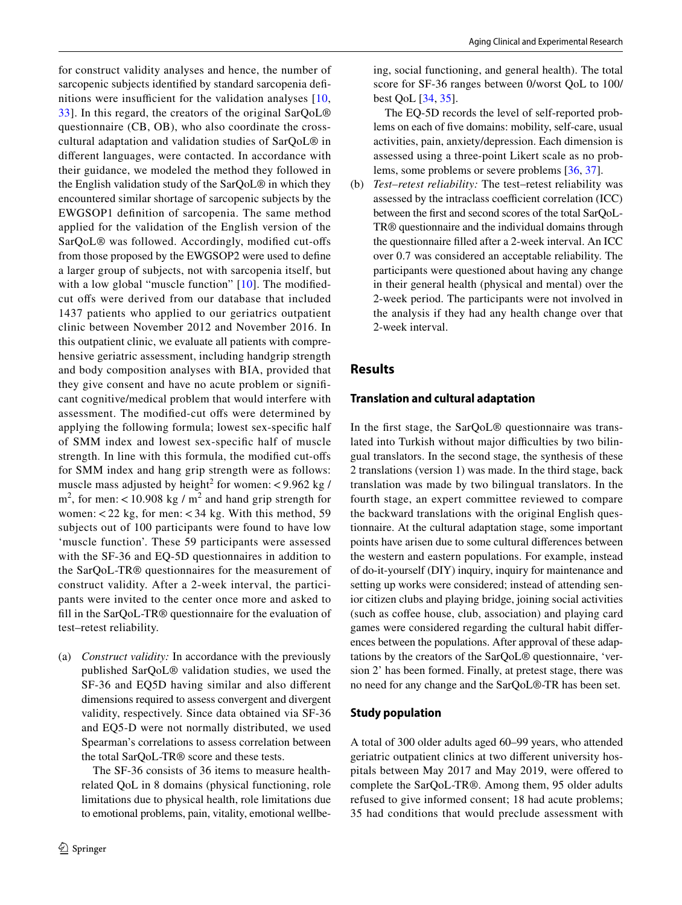for construct validity analyses and hence, the number of sarcopenic subjects identified by standard sarcopenia definitions were insufficient for the validation analyses [10, 33]. In this regard, the creators of the original SarQoL® questionnaire (CB, OB), who also coordinate the cross-cultural adaptation and validation studies of SarQoL® in different languages, were contacted. In accordance with their guidance, we modeled the method they followed in the English validation study of the SarQoL® in which they encountered similar shortage of sarcopenic subjects by the EWGSOP1 definition of sarcopenia. The same method applied for the validation of the English version of the SarQoL® was followed. Accordingly, modified cut-offs from those proposed by the EWGSOP2 were used to define a larger group of subjects, not with sarcopenia itself, but with a low global "muscle function" [10]. The modified-cut offs were derived from our database that included 1437 patients who applied to our geriatrics outpatient clinic between November 2012 and November 2016. In this outpatient clinic, we evaluate all patients with comprehensive geriatric assessment, including handgrip strength and body composition analyses with BIA, provided that they give consent and have no acute problem or significant cognitive/medical problem that would interfere with assessment. The modified-cut offs were determined by applying the following formula; lowest sex-specific half of SMM index and lowest sex-specific half of muscle strength. In line with this formula, the modified cut-offs for SMM index and hang grip strength were as follows: muscle mass adjusted by height$^2$ for women: $< 9.962$ kg / m$^2$, for men: $< 10.908$ kg / m$^2$ and hand grip strength for women: $< 22$ kg, for men: $< 34$ kg. With this method, 59 subjects out of 100 participants were found to have low 'muscle function'. These 59 participants were assessed with the SF-36 and EQ-5D questionnaires in addition to the SarQoL-TR® questionnaires for the measurement of construct validity. After a 2-week interval, the participants were invited to the center once more and asked to fill in the SarQoL-TR® questionnaire for the evaluation of test–retest reliability.

(a) *Construct validity:* In accordance with the previously published SarQoL® validation studies, we used the SF-36 and EQ5D having similar and also different dimensions required to assess convergent and divergent validity, respectively. Since data obtained via SF-36 and EQ5-D were not normally distributed, we used Spearman's correlations to assess correlation between the total SarQoL-TR® score and these tests.

    The SF-36 consists of 36 items to measure health-related QoL in 8 domains (physical functioning, role limitations due to physical health, role limitations due to emotional problems, pain, vitality, emotional wellbeing, social functioning, and general health). The total score for SF-36 ranges between 0/worst QoL to 100/best QoL [34, 35].

    The EQ-5D records the level of self-reported problems on each of five domains: mobility, self-care, usual activities, pain, anxiety/depression. Each dimension is assessed using a three-point Likert scale as no problems, some problems or severe problems [36, 37].

(b) *Test–retest reliability:* The test–retest reliability was assessed by the intraclass coefficient correlation (ICC) between the first and second scores of the total SarQoL-TR® questionnaire and the individual domains through the questionnaire filled after a 2-week interval. An ICC over 0.7 was considered an acceptable reliability. The participants were questioned about having any change in their general health (physical and mental) over the 2-week period. The participants were not involved in the analysis if they had any health change over that 2-week interval.

## Results

### Translation and cultural adaptation

In the first stage, the SarQoL® questionnaire was translated into Turkish without major difficulties by two bilingual translators. In the second stage, the synthesis of these 2 translations (version 1) was made. In the third stage, back translation was made by two bilingual translators. In the fourth stage, an expert committee reviewed to compare the backward translations with the original English questionnaire. At the cultural adaptation stage, some important points have arisen due to some cultural differences between the western and eastern populations. For example, instead of do-it-yourself (DIY) inquiry, inquiry for maintenance and setting up works were considered; instead of attending senior citizen clubs and playing bridge, joining social activities (such as coffee house, club, association) and playing card games were considered regarding the cultural habit differences between the populations. After approval of these adaptations by the creators of the SarQoL® questionnaire, 'version 2' has been formed. Finally, at pretest stage, there was no need for any change and the SarQoL®-TR has been set.

### Study population

A total of 300 older adults aged 60–99 years, who attended geriatric outpatient clinics at two different university hospitals between May 2017 and May 2019, were offered to complete the SarQoL-TR®. Among them, 95 older adults refused to give informed consent; 18 had acute problems; 35 had conditions that would preclude assessment with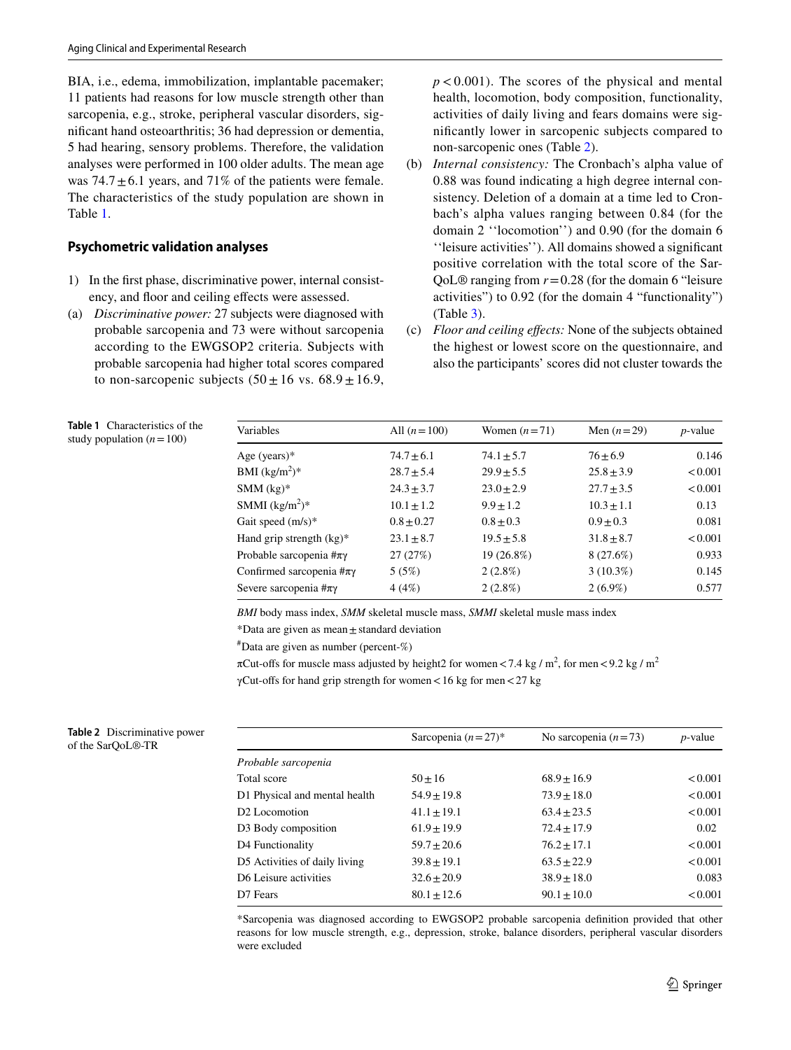BIA, i.e., edema, immobilization, implantable pacemaker; 11 patients had reasons for low muscle strength other than sarcopenia, e.g., stroke, peripheral vascular disorders, significant hand osteoarthritis; 36 had depression or dementia, 5 had hearing, sensory problems. Therefore, the validation analyses were performed in 100 older adults. The mean age was $74.7 \pm 6.1$ years, and 71% of the patients were female. The characteristics of the study population are shown in Table 1.

## Psychometric validation analyses

1) In the first phase, discriminative power, internal consistency, and floor and ceiling effects were assessed.

(a) *Discriminative power:* 27 subjects were diagnosed with probable sarcopenia and 73 were without sarcopenia according to the EWGSOP2 criteria. Subjects with probable sarcopenia had higher total scores compared to non-sarcopenic subjects ($50 \pm 16$ vs. $68.9 \pm 16.9$, $p < 0.001$). The scores of the physical and mental health, locomotion, body composition, functionality, activities of daily living and fears domains were significantly lower in sarcopenic subjects compared to non-sarcopenic ones (Table 2).

(b) *Internal consistency:* The Cronbach's alpha value of 0.88 was found indicating a high degree internal consistency. Deletion of a domain at a time led to Cronbach's alpha values ranging between 0.84 (for the domain 2 ''locomotion'') and 0.90 (for the domain 6 ''leisure activities''). All domains showed a significant positive correlation with the total score of the SarQoL® ranging from $r = 0.28$ (for the domain 6 "leisure activities") to 0.92 (for the domain 4 "functionality") (Table 3).

(c) *Floor and ceiling effects:* None of the subjects obtained the highest or lowest score on the questionnaire, and also the participants' scores did not cluster towards the

**Table 1** Characteristics of the study population ($n = 100$)

| Variables | All ($n=100$) | Women ($n=71$) | Men ($n=29$) | $p$-value |
|---|---|---|---|---|
| Age (years)* | $74.7 \pm 6.1$ | $74.1 \pm 5.7$ | $76 \pm 6.9$ | 0.146 |
| BMI ($kg/m^2$)* | $28.7 \pm 5.4$ | $29.9 \pm 5.5$ | $25.8 \pm 3.9$ | < 0.001 |
| SMM (kg)* | $24.3 \pm 3.7$ | $23.0 \pm 2.9$ | $27.7 \pm 3.5$ | < 0.001 |
| SMMI ($kg/m^2$)* | $10.1 \pm 1.2$ | $9.9 \pm 1.2$ | $10.3 \pm 1.1$ | 0.13 |
| Gait speed (m/s)* | $0.8 \pm 0.27$ | $0.8 \pm 0.3$ | $0.9 \pm 0.3$ | 0.081 |
| Hand grip strength (kg)* | $23.1 \pm 8.7$ | $19.5 \pm 5.8$ | $31.8 \pm 8.7$ | < 0.001 |
| Probable sarcopenia #πγ | 27 (27%) | 19 (26.8%) | 8 (27.6%) | 0.933 |
| Confirmed sarcopenia #πγ | 5 (5%) | 2 (2.8%) | 3 (10.3%) | 0.145 |
| Severe sarcopenia #πγ | 4 (4%) | 2 (2.8%) | 2 (6.9%) | 0.577 |

*BMI* body mass index, *SMM* skeletal muscle mass, *SMMI* skeletal musle mass index

*Data are given as mean ± standard deviation

#Data are given as number (percent-%)

πCut-offs for muscle mass adjusted by height2 for women < 7.4 kg / $m^2$, for men < 9.2 kg / $m^2$

γCut-offs for hand grip strength for women < 16 kg for men < 27 kg

**Table 2** Discriminative power of the SarQoL®-TR

| | Sarcopenia ($n=27$)* | No sarcopenia ($n=73$) | $p$-value |
|---|---|---|---|
| *Probable sarcopenia* | | | |
| Total score | $50 \pm 16$ | $68.9 \pm 16.9$ | < 0.001 |
| D1 Physical and mental health | $54.9 \pm 19.8$ | $73.9 \pm 18.0$ | < 0.001 |
| D2 Locomotion | $41.1 \pm 19.1$ | $63.4 \pm 23.5$ | < 0.001 |
| D3 Body composition | $61.9 \pm 19.9$ | $72.4 \pm 17.9$ | 0.02 |
| D4 Functionality | $59.7 \pm 20.6$ | $76.2 \pm 17.1$ | < 0.001 |
| D5 Activities of daily living | $39.8 \pm 19.1$ | $63.5 \pm 22.9$ | < 0.001 |
| D6 Leisure activities | $32.6 \pm 20.9$ | $38.9 \pm 18.0$ | 0.083 |
| D7 Fears | $80.1 \pm 12.6$ | $90.1 \pm 10.0$ | < 0.001 |

*Sarcopenia was diagnosed according to EWGSOP2 probable sarcopenia definition provided that other reasons for low muscle strength, e.g., depression, stroke, balance disorders, peripheral vascular disorders were excluded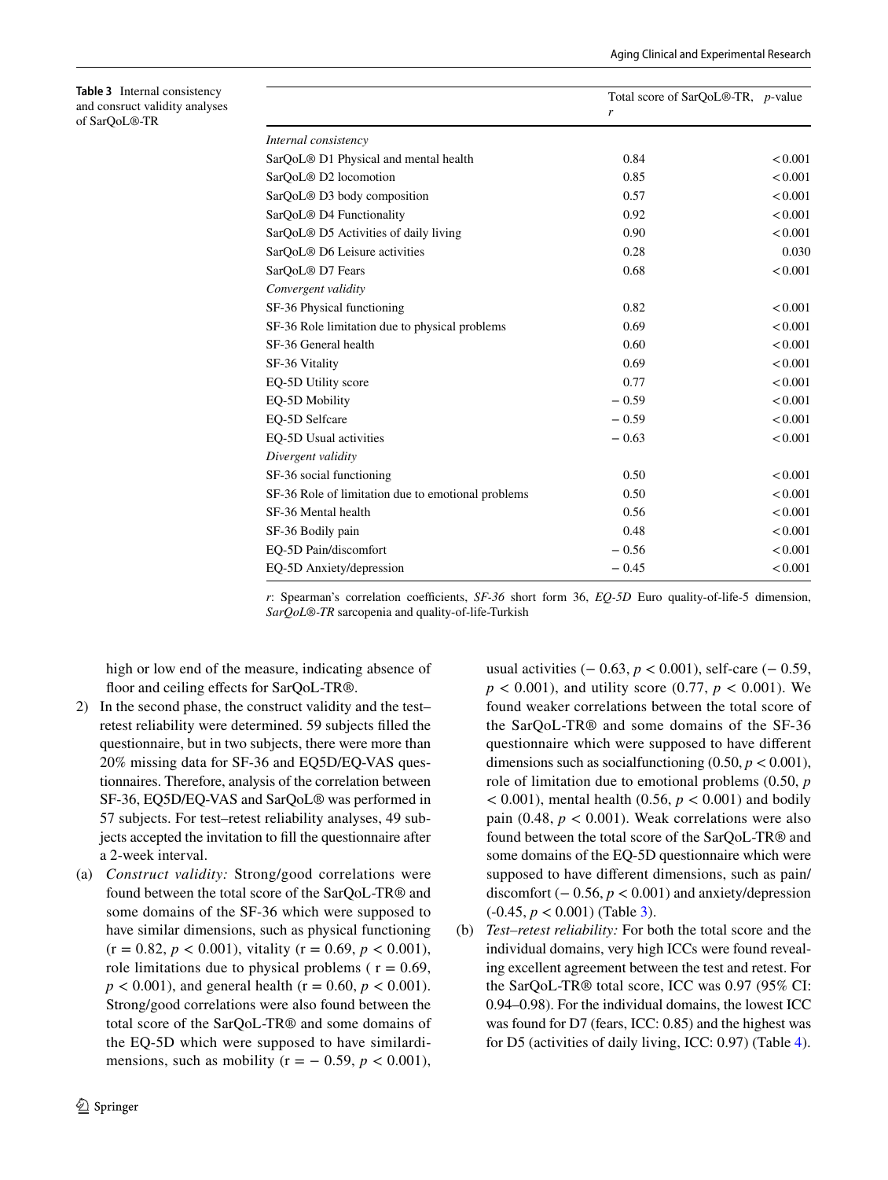**Table 3** Internal consistency and consruct validity analyses of SarQoL®-TR

| | Total score of SarQoL®-TR, *r* | *p*-value |
|---|---|---|
| *Internal consistency* | | |
| SarQoL® D1 Physical and mental health | 0.84 | < 0.001 |
| SarQoL® D2 locomotion | 0.85 | < 0.001 |
| SarQoL® D3 body composition | 0.57 | < 0.001 |
| SarQoL® D4 Functionality | 0.92 | < 0.001 |
| SarQoL® D5 Activities of daily living | 0.90 | < 0.001 |
| SarQoL® D6 Leisure activities | 0.28 | 0.030 |
| SarQoL® D7 Fears | 0.68 | < 0.001 |
| *Convergent validity* | | |
| SF-36 Physical functioning | 0.82 | < 0.001 |
| SF-36 Role limitation due to physical problems | 0.69 | < 0.001 |
| SF-36 General health | 0.60 | < 0.001 |
| SF-36 Vitality | 0.69 | < 0.001 |
| EQ-5D Utility score | 0.77 | < 0.001 |
| EQ-5D Mobility | − 0.59 | < 0.001 |
| EQ-5D Selfcare | − 0.59 | < 0.001 |
| EQ-5D Usual activities | − 0.63 | < 0.001 |
| *Divergent validity* | | |
| SF-36 social functioning | 0.50 | < 0.001 |
| SF-36 Role of limitation due to emotional problems | 0.50 | < 0.001 |
| SF-36 Mental health | 0.56 | < 0.001 |
| SF-36 Bodily pain | 0.48 | < 0.001 |
| EQ-5D Pain/discomfort | − 0.56 | < 0.001 |
| EQ-5D Anxiety/depression | − 0.45 | < 0.001 |

*r*: Spearman's correlation coefficients, *SF-36* short form 36, *EQ-5D* Euro quality-of-life-5 dimension, *SarQoL®-TR* sarcopenia and quality-of-life-Turkish

high or low end of the measure, indicating absence of floor and ceiling effects for SarQoL-TR®.

2) In the second phase, the construct validity and the test–retest reliability were determined. 59 subjects filled the questionnaire, but in two subjects, there were more than 20% missing data for SF-36 and EQ5D/EQ-VAS questionnaires. Therefore, analysis of the correlation between SF-36, EQ5D/EQ-VAS and SarQoL® was performed in 57 subjects. For test–retest reliability analyses, 49 subjects accepted the invitation to fill the questionnaire after a 2-week interval.

(a) *Construct validity:* Strong/good correlations were found between the total score of the SarQoL-TR® and some domains of the SF-36 which were supposed to have similar dimensions, such as physical functioning (r = 0.82, $p < 0.001$), vitality (r = 0.69, $p < 0.001$), role limitations due to physical problems ( r = 0.69, $p < 0.001$), and general health (r = 0.60, $p < 0.001$). Strong/good correlations were also found between the total score of the SarQoL-TR® and some domains of the EQ-5D which were supposed to have similardimensions, such as mobility (r = − 0.59, $p < 0.001$), usual activities (− 0.63, $p < 0.001$), self-care (− 0.59, $p < 0.001$), and utility score (0.77, $p < 0.001$). We found weaker correlations between the total score of the SarQoL-TR® and some domains of the SF-36 questionnaire which were supposed to have different dimensions such as socialfunctioning (0.50, $p < 0.001$), role of limitation due to emotional problems (0.50, $p < 0.001$), mental health (0.56, $p < 0.001$) and bodily pain (0.48, $p < 0.001$). Weak correlations were also found between the total score of the SarQoL-TR® and some domains of the EQ-5D questionnaire which were supposed to have different dimensions, such as pain/discomfort (− 0.56, $p < 0.001$) and anxiety/depression (-0.45, $p < 0.001$) (Table 3).

(b) *Test–retest reliability:* For both the total score and the individual domains, very high ICCs were found revealing excellent agreement between the test and retest. For the SarQoL-TR® total score, ICC was 0.97 (95% CI: 0.94–0.98). For the individual domains, the lowest ICC was found for D7 (fears, ICC: 0.85) and the highest was for D5 (activities of daily living, ICC: 0.97) (Table 4).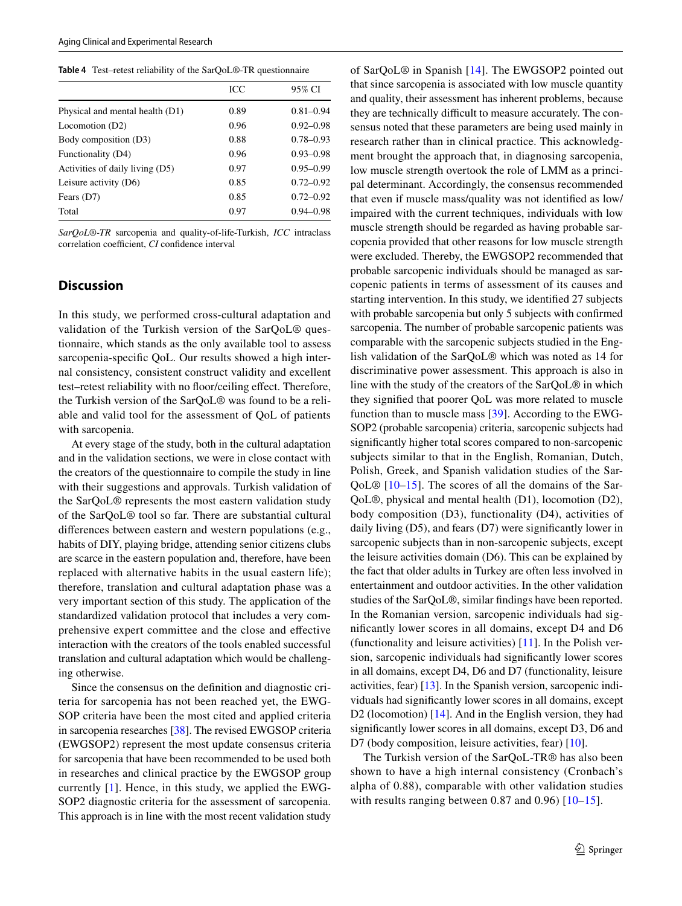**Table 4** Test–retest reliability of the SarQoL®-TR questionnaire

| | ICC | 95% CI |
|---|---|---|
| Physical and mental health (D1) | 0.89 | 0.81–0.94 |
| Locomotion (D2) | 0.96 | 0.92–0.98 |
| Body composition (D3) | 0.88 | 0.78–0.93 |
| Functionality (D4) | 0.96 | 0.93–0.98 |
| Activities of daily living (D5) | 0.97 | 0.95–0.99 |
| Leisure activity (D6) | 0.85 | 0.72–0.92 |
| Fears (D7) | 0.85 | 0.72–0.92 |
| Total | 0.97 | 0.94–0.98 |

*SarQoL®-TR* sarcopenia and quality-of-life-Turkish, *ICC* intraclass correlation coefficient, *CI* confidence interval

## Discussion

In this study, we performed cross-cultural adaptation and validation of the Turkish version of the SarQoL® questionnaire, which stands as the only available tool to assess sarcopenia-specific QoL. Our results showed a high internal consistency, consistent construct validity and excellent test–retest reliability with no floor/ceiling effect. Therefore, the Turkish version of the SarQoL® was found to be a reliable and valid tool for the assessment of QoL of patients with sarcopenia.

At every stage of the study, both in the cultural adaptation and in the validation sections, we were in close contact with the creators of the questionnaire to compile the study in line with their suggestions and approvals. Turkish validation of the SarQoL® represents the most eastern validation study of the SarQoL® tool so far. There are substantial cultural differences between eastern and western populations (e.g., habits of DIY, playing bridge, attending senior citizens clubs are scarce in the eastern population and, therefore, have been replaced with alternative habits in the usual eastern life); therefore, translation and cultural adaptation phase was a very important section of this study. The application of the standardized validation protocol that includes a very comprehensive expert committee and the close and effective interaction with the creators of the tools enabled successful translation and cultural adaptation which would be challenging otherwise.

Since the consensus on the definition and diagnostic criteria for sarcopenia has not been reached yet, the EWGSOP criteria have been the most cited and applied criteria in sarcopenia researches [38]. The revised EWGSOP criteria (EWGSOP2) represent the most update consensus criteria for sarcopenia that have been recommended to be used both in researches and clinical practice by the EWGSOP group currently [1]. Hence, in this study, we applied the EWGSOP2 diagnostic criteria for the assessment of sarcopenia. This approach is in line with the most recent validation study of SarQoL® in Spanish [14]. The EWGSOP2 pointed out that since sarcopenia is associated with low muscle quantity and quality, their assessment has inherent problems, because they are technically difficult to measure accurately. The consensus noted that these parameters are being used mainly in research rather than in clinical practice. This acknowledgment brought the approach that, in diagnosing sarcopenia, low muscle strength overtook the role of LMM as a principal determinant. Accordingly, the consensus recommended that even if muscle mass/quality was not identified as low/impaired with the current techniques, individuals with low muscle strength should be regarded as having probable sarcopenia provided that other reasons for low muscle strength were excluded. Thereby, the EWGSOP2 recommended that probable sarcopenic individuals should be managed as sarcopenic patients in terms of assessment of its causes and starting intervention. In this study, we identified 27 subjects with probable sarcopenia but only 5 subjects with confirmed sarcopenia. The number of probable sarcopenic patients was comparable with the sarcopenic subjects studied in the English validation of the SarQoL® which was noted as 14 for discriminative power assessment. This approach is also in line with the study of the creators of the SarQoL® in which they signified that poorer QoL was more related to muscle function than to muscle mass [39]. According to the EWGSOP2 (probable sarcopenia) criteria, sarcopenic subjects had significantly higher total scores compared to non-sarcopenic subjects similar to that in the English, Romanian, Dutch, Polish, Greek, and Spanish validation studies of the SarQoL® [10–15]. The scores of all the domains of the SarQoL®, physical and mental health (D1), locomotion (D2), body composition (D3), functionality (D4), activities of daily living (D5), and fears (D7) were significantly lower in sarcopenic subjects than in non-sarcopenic subjects, except the leisure activities domain (D6). This can be explained by the fact that older adults in Turkey are often less involved in entertainment and outdoor activities. In the other validation studies of the SarQoL®, similar findings have been reported. In the Romanian version, sarcopenic individuals had significantly lower scores in all domains, except D4 and D6 (functionality and leisure activities) [11]. In the Polish version, sarcopenic individuals had significantly lower scores in all domains, except D4, D6 and D7 (functionality, leisure activities, fear) [13]. In the Spanish version, sarcopenic individuals had significantly lower scores in all domains, except D2 (locomotion) [14]. And in the English version, they had significantly lower scores in all domains, except D3, D6 and D7 (body composition, leisure activities, fear) [10].

The Turkish version of the SarQoL-TR® has also been shown to have a high internal consistency (Cronbach's alpha of 0.88), comparable with other validation studies with results ranging between 0.87 and 0.96) [10–15].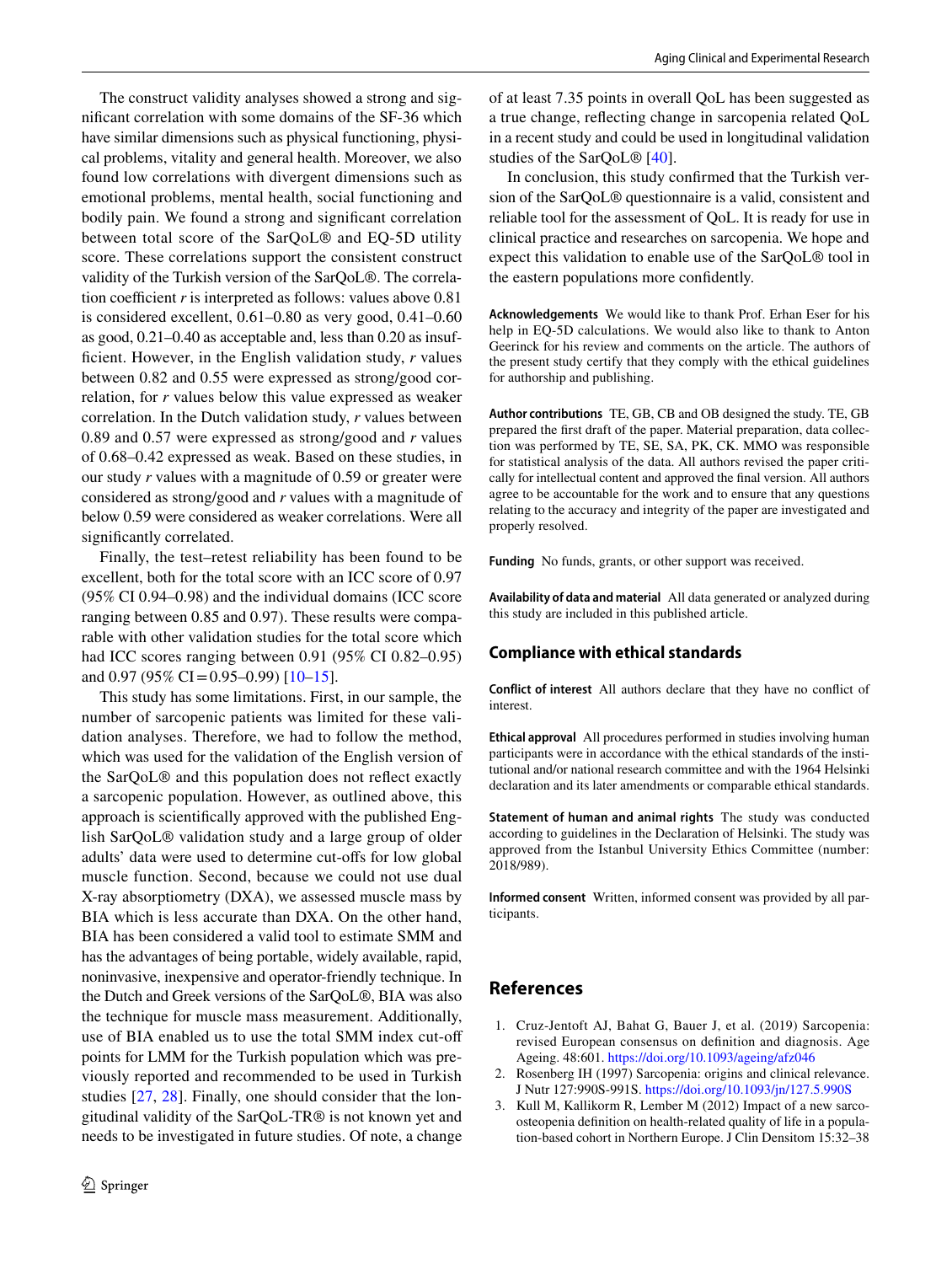The construct validity analyses showed a strong and significant correlation with some domains of the SF-36 which have similar dimensions such as physical functioning, physical problems, vitality and general health. Moreover, we also found low correlations with divergent dimensions such as emotional problems, mental health, social functioning and bodily pain. We found a strong and significant correlation between total score of the SarQoL® and EQ-5D utility score. These correlations support the consistent construct validity of the Turkish version of the SarQoL®. The correlation coefficient *r* is interpreted as follows: values above 0.81 is considered excellent, 0.61–0.80 as very good, 0.41–0.60 as good, 0.21–0.40 as acceptable and, less than 0.20 as insufficient. However, in the English validation study, *r* values between 0.82 and 0.55 were expressed as strong/good correlation, for *r* values below this value expressed as weaker correlation. In the Dutch validation study, *r* values between 0.89 and 0.57 were expressed as strong/good and *r* values of 0.68–0.42 expressed as weak. Based on these studies, in our study *r* values with a magnitude of 0.59 or greater were considered as strong/good and *r* values with a magnitude of below 0.59 were considered as weaker correlations. Were all significantly correlated.

Finally, the test–retest reliability has been found to be excellent, both for the total score with an ICC score of 0.97 (95% CI 0.94–0.98) and the individual domains (ICC score ranging between 0.85 and 0.97). These results were comparable with other validation studies for the total score which had ICC scores ranging between 0.91 (95% CI 0.82–0.95) and 0.97 (95% CI = 0.95–0.99) [10–15].

This study has some limitations. First, in our sample, the number of sarcopenic patients was limited for these validation analyses. Therefore, we had to follow the method, which was used for the validation of the English version of the SarQoL® and this population does not reflect exactly a sarcopenic population. However, as outlined above, this approach is scientifically approved with the published English SarQoL® validation study and a large group of older adults' data were used to determine cut-offs for low global muscle function. Second, because we could not use dual X-ray absorptiometry (DXA), we assessed muscle mass by BIA which is less accurate than DXA. On the other hand, BIA has been considered a valid tool to estimate SMM and has the advantages of being portable, widely available, rapid, noninvasive, inexpensive and operator-friendly technique. In the Dutch and Greek versions of the SarQoL®, BIA was also the technique for muscle mass measurement. Additionally, use of BIA enabled us to use the total SMM index cut-off points for LMM for the Turkish population which was previously reported and recommended to be used in Turkish studies [27, 28]. Finally, one should consider that the longitudinal validity of the SarQoL-TR® is not known yet and needs to be investigated in future studies. Of note, a change of at least 7.35 points in overall QoL has been suggested as a true change, reflecting change in sarcopenia related QoL in a recent study and could be used in longitudinal validation studies of the SarQoL® [40].

In conclusion, this study confirmed that the Turkish version of the SarQoL® questionnaire is a valid, consistent and reliable tool for the assessment of QoL. It is ready for use in clinical practice and researches on sarcopenia. We hope and expect this validation to enable use of the SarQoL® tool in the eastern populations more confidently.

**Acknowledgements** We would like to thank Prof. Erhan Eser for his help in EQ-5D calculations. We would also like to thank to Anton Geerinck for his review and comments on the article. The authors of the present study certify that they comply with the ethical guidelines for authorship and publishing.

**Author contributions** TE, GB, CB and OB designed the study. TE, GB prepared the first draft of the paper. Material preparation, data collection was performed by TE, SE, SA, PK, CK. MMO was responsible for statistical analysis of the data. All authors revised the paper critically for intellectual content and approved the final version. All authors agree to be accountable for the work and to ensure that any questions relating to the accuracy and integrity of the paper are investigated and properly resolved.

**Funding** No funds, grants, or other support was received.

**Availability of data and material** All data generated or analyzed during this study are included in this published article.

## Compliance with ethical standards

**Conflict of interest** All authors declare that they have no conflict of interest.

**Ethical approval** All procedures performed in studies involving human participants were in accordance with the ethical standards of the institutional and/or national research committee and with the 1964 Helsinki declaration and its later amendments or comparable ethical standards.

**Statement of human and animal rights** The study was conducted according to guidelines in the Declaration of Helsinki. The study was approved from the Istanbul University Ethics Committee (number: 2018/989).

**Informed consent** Written, informed consent was provided by all participants.

## References

1. Cruz-Jentoft AJ, Bahat G, Bauer J, et al. (2019) Sarcopenia: revised European consensus on definition and diagnosis. Age Ageing. 48:601. https://doi.org/10.1093/ageing/afz046
2. Rosenberg IH (1997) Sarcopenia: origins and clinical relevance. J Nutr 127:990S-991S. https://doi.org/10.1093/jn/127.5.990S
3. Kull M, Kallikorm R, Lember M (2012) Impact of a new sarcoosteopenia definition on health-related quality of life in a population-based cohort in Northern Europe. J Clin Densitom 15:32–38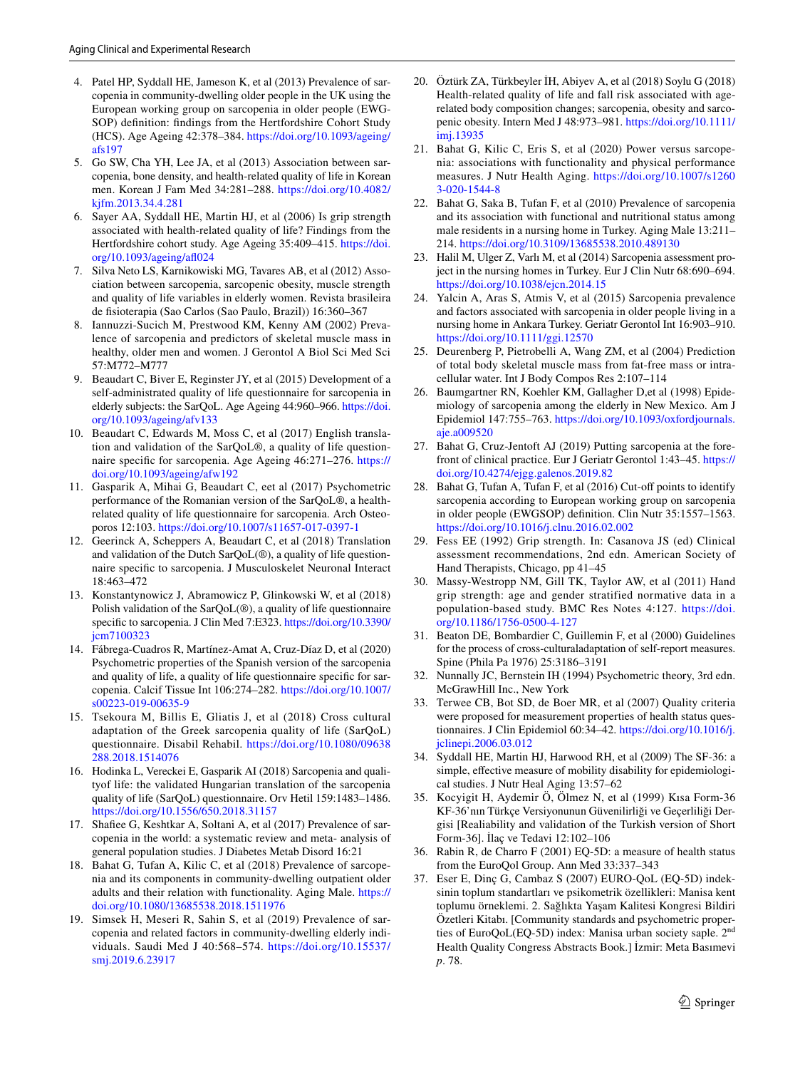4. Patel HP, Syddall HE, Jameson K, et al (2013) Prevalence of sarcopenia in community-dwelling older people in the UK using the European working group on sarcopenia in older people (EWGSOP) definition: findings from the Hertfordshire Cohort Study (HCS). Age Ageing 42:378–384. https://doi.org/10.1093/ageing/afs197
5. Go SW, Cha YH, Lee JA, et al (2013) Association between sarcopenia, bone density, and health-related quality of life in Korean men. Korean J Fam Med 34:281–288. https://doi.org/10.4082/kjfm.2013.34.4.281
6. Sayer AA, Syddall HE, Martin HJ, et al (2006) Is grip strength associated with health-related quality of life? Findings from the Hertfordshire cohort study. Age Ageing 35:409–415. https://doi.org/10.1093/ageing/afl024
7. Silva Neto LS, Karnikowiski MG, Tavares AB, et al (2012) Association between sarcopenia, sarcopenic obesity, muscle strength and quality of life variables in elderly women. Revista brasileira de fisioterapia (Sao Carlos (Sao Paulo, Brazil)) 16:360–367
8. Iannuzzi-Sucich M, Prestwood KM, Kenny AM (2002) Prevalence of sarcopenia and predictors of skeletal muscle mass in healthy, older men and women. J Gerontol A Biol Sci Med Sci 57:M772–M777
9. Beaudart C, Biver E, Reginster JY, et al (2015) Development of a self-administrated quality of life questionnaire for sarcopenia in elderly subjects: the SarQoL. Age Ageing 44:960–966. https://doi.org/10.1093/ageing/afv133
10. Beaudart C, Edwards M, Moss C, et al (2017) English translation and validation of the SarQoL®, a quality of life questionnaire specific for sarcopenia. Age Ageing 46:271–276. https://doi.org/10.1093/ageing/afw192
11. Gasparik A, Mihai G, Beaudart C, eet al (2017) Psychometric performance of the Romanian version of the SarQoL®, a health-related quality of life questionnaire for sarcopenia. Arch Osteoporos 12:103. https://doi.org/10.1007/s11657-017-0397-1
12. Geerinck A, Scheppers A, Beaudart C, et al (2018) Translation and validation of the Dutch SarQoL(®), a quality of life questionnaire specific to sarcopenia. J Musculoskelet Neuronal Interact 18:463–472
13. Konstantynowicz J, Abramowicz P, Glinkowski W, et al (2018) Polish validation of the SarQoL(®), a quality of life questionnaire specific to sarcopenia. J Clin Med 7:E323. https://doi.org/10.3390/jcm7100323
14. Fábrega-Cuadros R, Martínez-Amat A, Cruz-Díaz D, et al (2020) Psychometric properties of the Spanish version of the sarcopenia and quality of life, a quality of life questionnaire specific for sarcopenia. Calcif Tissue Int 106:274–282. https://doi.org/10.1007/s00223-019-00635-9
15. Tsekoura M, Billis E, Gliatis J, et al (2018) Cross cultural adaptation of the Greek sarcopenia quality of life (SarQoL) questionnaire. Disabil Rehabil. https://doi.org/10.1080/09638288.2018.1514076
16. Hodinka L, Vereckei E, Gasparik AI (2018) Sarcopenia and qualityof life: the validated Hungarian translation of the sarcopenia quality of life (SarQoL) questionnaire. Orv Hetil 159:1483–1486. https://doi.org/10.1556/650.2018.31157
17. Shafiee G, Keshtkar A, Soltani A, et al (2017) Prevalence of sarcopenia in the world: a systematic review and meta- analysis of general population studies. J Diabetes Metab Disord 16:21
18. Bahat G, Tufan A, Kilic C, et al (2018) Prevalence of sarcopenia and its components in community-dwelling outpatient older adults and their relation with functionality. Aging Male. https://doi.org/10.1080/13685538.2018.1511976
19. Simsek H, Meseri R, Sahin S, et al (2019) Prevalence of sarcopenia and related factors in community-dwelling elderly individuals. Saudi Med J 40:568–574. https://doi.org/10.15537/smj.2019.6.23917
20. Öztürk ZA, Türkbeyler İH, Abiyev A, et al (2018) Soylu G (2018) Health-related quality of life and fall risk associated with age-related body composition changes; sarcopenia, obesity and sarcopenic obesity. Intern Med J 48:973–981. https://doi.org/10.1111/imj.13935
21. Bahat G, Kilic C, Eris S, et al (2020) Power versus sarcopenia: associations with functionality and physical performance measures. J Nutr Health Aging. https://doi.org/10.1007/s12603-020-1544-8
22. Bahat G, Saka B, Tufan F, et al (2010) Prevalence of sarcopenia and its association with functional and nutritional status among male residents in a nursing home in Turkey. Aging Male 13:211–214. https://doi.org/10.3109/13685538.2010.489130
23. Halil M, Ulger Z, Varlı M, et al (2014) Sarcopenia assessment project in the nursing homes in Turkey. Eur J Clin Nutr 68:690–694. https://doi.org/10.1038/ejcn.2014.15
24. Yalcin A, Aras S, Atmis V, et al (2015) Sarcopenia prevalence and factors associated with sarcopenia in older people living in a nursing home in Ankara Turkey. Geriatr Gerontol Int 16:903–910. https://doi.org/10.1111/ggi.12570
25. Deurenberg P, Pietrobelli A, Wang ZM, et al (2004) Prediction of total body skeletal muscle mass from fat-free mass or intracellular water. Int J Body Compos Res 2:107–114
26. Baumgartner RN, Koehler KM, Gallagher D,et al (1998) Epidemiology of sarcopenia among the elderly in New Mexico. Am J Epidemiol 147:755–763. https://doi.org/10.1093/oxfordjournals.aje.a009520
27. Bahat G, Cruz-Jentoft AJ (2019) Putting sarcopenia at the forefront of clinical practice. Eur J Geriatr Gerontol 1:43–45. https://doi.org/10.4274/ejgg.galenos.2019.82
28. Bahat G, Tufan A, Tufan F, et al (2016) Cut-off points to identify sarcopenia according to European working group on sarcopenia in older people (EWGSOP) definition. Clin Nutr 35:1557–1563. https://doi.org/10.1016/j.clnu.2016.02.002
29. Fess EE (1992) Grip strength. In: Casanova JS (ed) Clinical assessment recommendations, 2nd edn. American Society of Hand Therapists, Chicago, pp 41–45
30. Massy-Westropp NM, Gill TK, Taylor AW, et al (2011) Hand grip strength: age and gender stratified normative data in a population-based study. BMC Res Notes 4:127. https://doi.org/10.1186/1756-0500-4-127
31. Beaton DE, Bombardier C, Guillemin F, et al (2000) Guidelines for the process of cross-culturaladaptation of self-report measures. Spine (Phila Pa 1976) 25:3186–3191
32. Nunnally JC, Bernstein IH (1994) Psychometric theory, 3rd edn. McGrawHill Inc., New York
33. Terwee CB, Bot SD, de Boer MR, et al (2007) Quality criteria were proposed for measurement properties of health status questionnaires. J Clin Epidemiol 60:34–42. https://doi.org/10.1016/j.jclinepi.2006.03.012
34. Syddall HE, Martin HJ, Harwood RH, et al (2009) The SF-36: a simple, effective measure of mobility disability for epidemiological studies. J Nutr Heal Aging 13:57–62
35. Kocyigit H, Aydemir Ö, Ölmez N, et al (1999) Kısa Form-36 KF-36'nın Türkçe Versiyonunun Güvenilirliği ve Geçerliliği Dergisi [Realiability and validation of the Turkish version of Short Form-36]. İlaç ve Tedavi 12:102–106
36. Rabin R, de Charro F (2001) EQ-5D: a measure of health status from the EuroQol Group. Ann Med 33:337–343
37. Eser E, Dinç G, Cambaz S (2007) EURO-QoL (EQ-5D) indeksinin toplum standartları ve psikometrik özellikleri: Manisa kent toplumu örneklemi. 2. Sağlıkta Yaşam Kalitesi Kongresi Bildiri Özetleri Kitabı. [Community standards and psychometric properties of EuroQoL(EQ-5D) index: Manisa urban society saple. 2nd Health Quality Congress Abstracts Book.] İzmir: Meta Basımevi *p*. 78.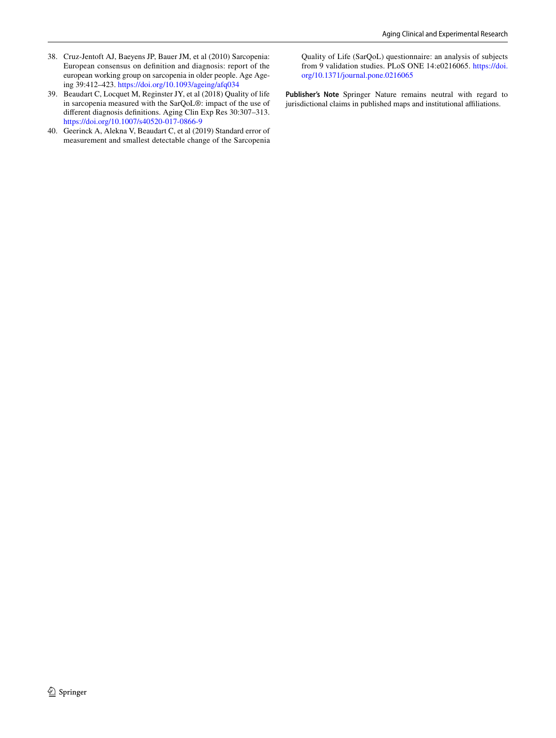38. Cruz-Jentoft AJ, Baeyens JP, Bauer JM, et al (2010) Sarcopenia: European consensus on definition and diagnosis: report of the european working group on sarcopenia in older people. Age Ageing 39:412–423. https://doi.org/10.1093/ageing/afq034
39. Beaudart C, Locquet M, Reginster JY, et al (2018) Quality of life in sarcopenia measured with the SarQoL®: impact of the use of different diagnosis definitions. Aging Clin Exp Res 30:307–313. https://doi.org/10.1007/s40520-017-0866-9
40. Geerinck A, Alekna V, Beaudart C, et al (2019) Standard error of measurement and smallest detectable change of the Sarcopenia Quality of Life (SarQoL) questionnaire: an analysis of subjects from 9 validation studies. PLoS ONE 14:e0216065. https://doi.org/10.1371/journal.pone.0216065

**Publisher's Note** Springer Nature remains neutral with regard to jurisdictional claims in published maps and institutional affiliations.